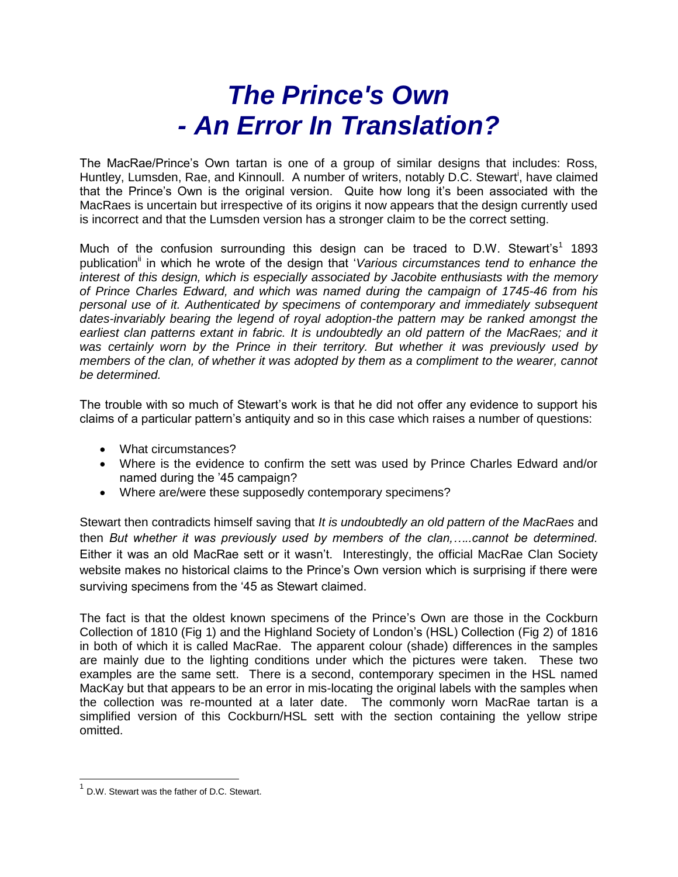# *The Prince's Own - An Error In Translation?*

The MacRae/Prince's Own tartan is one of a group of similar designs that includes: Ross, Huntley, Lumsden, Rae, and Kinnoull. A number of writers, notably D.C. Stewart[i], have claimed that the Prince's Own is the original version. Quite how long it's been associated with the MacRaes is uncertain but irrespective of its origins it now appears that the design currently used is incorrect and that the Lumsden version has a stronger claim to be the correct setting.

Much of the confusion surrounding this design can be traced to D.W. Stewart's[1] 1893 publication[ii] in which he wrote of the design that '*Various circumstances tend to enhance the interest of this design, which is especially associated by Jacobite enthusiasts with the memory of Prince Charles Edward, and which was named during the campaign of 1745-46 from his personal use of it. Authenticated by specimens of contemporary and immediately subsequent dates-invariably bearing the legend of royal adoption-the pattern may be ranked amongst the earliest clan patterns extant in fabric. It is undoubtedly an old pattern of the MacRaes; and it was certainly worn by the Prince in their territory. But whether it was previously used by members of the clan, of whether it was adopted by them as a compliment to the wearer, cannot be determined.*

The trouble with so much of Stewart's work is that he did not offer any evidence to support his claims of a particular pattern's antiquity and so in this case which raises a number of questions:

- What circumstances?
- Where is the evidence to confirm the sett was used by Prince Charles Edward and/or named during the '45 campaign?
- Where are/were these supposedly contemporary specimens?

Stewart then contradicts himself saving that *It is undoubtedly an old pattern of the MacRaes* and then *But whether it was previously used by members of the clan,…..cannot be determined.* Either it was an old MacRae sett or it wasn't. Interestingly, the official MacRae Clan Society website makes no historical claims to the Prince's Own version which is surprising if there were surviving specimens from the '45 as Stewart claimed.

The fact is that the oldest known specimens of the Prince's Own are those in the Cockburn Collection of 1810 (Fig 1) and the Highland Society of London's (HSL) Collection (Fig 2) of 1816 in both of which it is called MacRae. The apparent colour (shade) differences in the samples are mainly due to the lighting conditions under which the pictures were taken. These two examples are the same sett. There is a second, contemporary specimen in the HSL named MacKay but that appears to be an error in mis-locating the original labels with the samples when the collection was re-mounted at a later date. The commonly worn MacRae tartan is a simplified version of this Cockburn/HSL sett with the section containing the yellow stripe omitted.

[1] D.W. Stewart was the father of D.C. Stewart.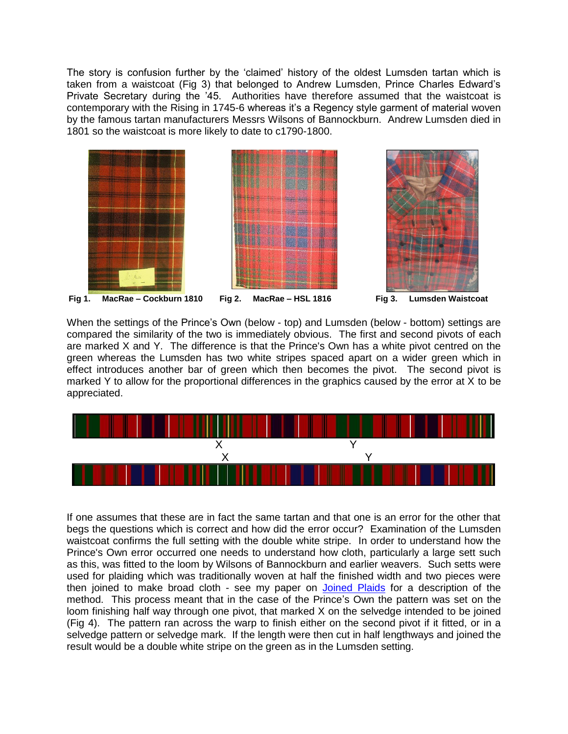The story is confusion further by the 'claimed' history of the oldest Lumsden tartan which is taken from a waistcoat (Fig 3) that belonged to Andrew Lumsden, Prince Charles Edward's Private Secretary during the '45. Authorities have therefore assumed that the waistcoat is contemporary with the Rising in 1745-6 whereas it's a Regency style garment of material woven by the famous tartan manufacturers Messrs Wilsons of Bannockburn. Andrew Lumsden died in 1801 so the waistcoat is more likely to date to c1790-1800.

**Fig 1.** **MacRae – Cockburn 1810**

**Fig 2.** **MacRae – HSL 1816**

**Fig 3.** **Lumsden Waistcoat**

When the settings of the Prince's Own (below - top) and Lumsden (below - bottom) settings are compared the similarity of the two is immediately obvious. The first and second pivots of each are marked X and Y. The difference is that the Prince's Own has a white pivot centred on the green whereas the Lumsden has two white stripes spaced apart on a wider green which in effect introduces another bar of green which then becomes the pivot. The second pivot is marked Y to allow for the proportional differences in the graphics caused by the error at X to be appreciated.

X Y

X Y

If one assumes that these are in fact the same tartan and that one is an error for the other that begs the questions which is correct and how did the error occur? Examination of the Lumsden waistcoat confirms the full setting with the double white stripe. In order to understand how the Prince's Own error occurred one needs to understand how cloth, particularly a large sett such as this, was fitted to the loom by Wilsons of Bannockburn and earlier weavers. Such setts were used for plaiding which was traditionally woven at half the finished width and two pieces were then joined to make broad cloth - see my paper on Joined Plaids for a description of the method. This process meant that in the case of the Prince's Own the pattern was set on the loom finishing half way through one pivot, that marked X on the selvedge intended to be joined (Fig 4). The pattern ran across the warp to finish either on the second pivot if it fitted, or in a selvedge pattern or selvedge mark. If the length were then cut in half lengthways and joined the result would be a double white stripe on the green as in the Lumsden setting.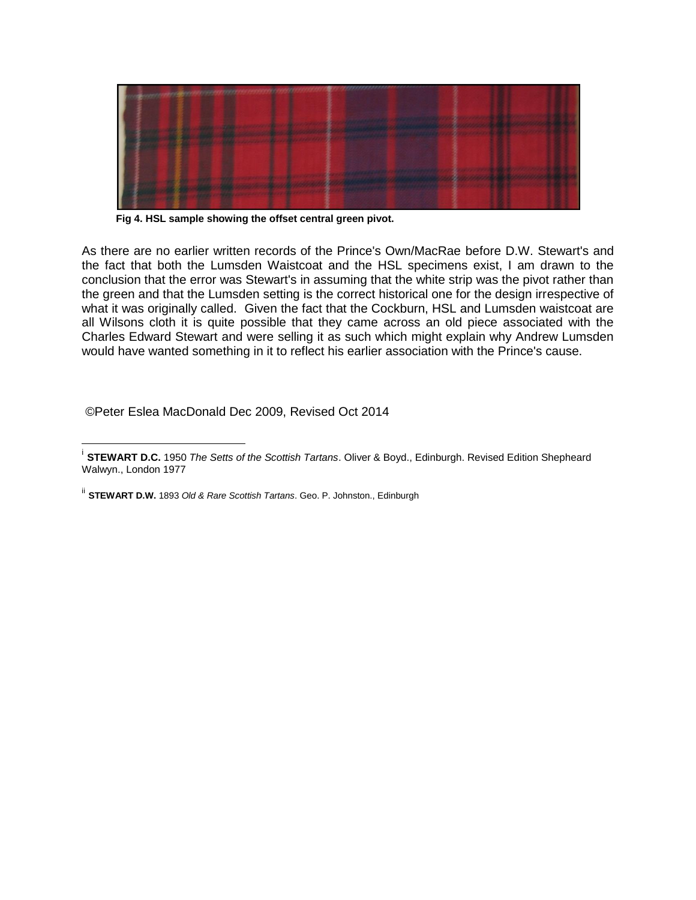**Fig 4. HSL sample showing the offset central green pivot.**

As there are no earlier written records of the Prince's Own/MacRae before D.W. Stewart's and the fact that both the Lumsden Waistcoat and the HSL specimens exist, I am drawn to the conclusion that the error was Stewart's in assuming that the white strip was the pivot rather than the green and that the Lumsden setting is the correct historical one for the design irrespective of what it was originally called. Given the fact that the Cockburn, HSL and Lumsden waistcoat are all Wilsons cloth it is quite possible that they came across an old piece associated with the Charles Edward Stewart and were selling it as such which might explain why Andrew Lumsden would have wanted something in it to reflect his earlier association with the Prince's cause.

©Peter Eslea MacDonald Dec 2009, Revised Oct 2014

---

[i] **STEWART D.C.** 1950 *The Setts of the Scottish Tartans*. Oliver & Boyd., Edinburgh. Revised Edition Shepheard Walwyn., London 1977

[ii] **STEWART D.W.** 1893 *Old & Rare Scottish Tartans*. Geo. P. Johnston., Edinburgh